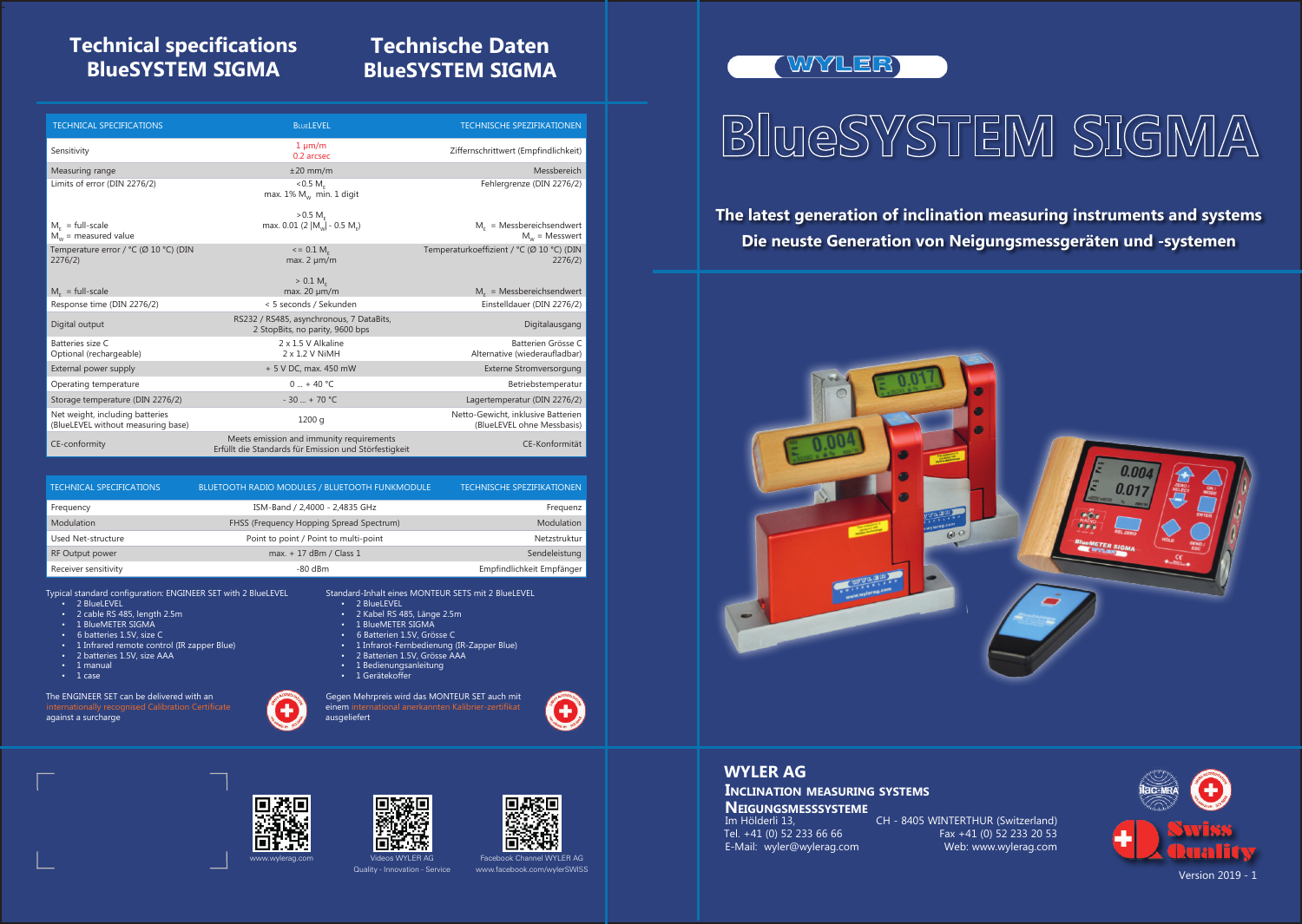# Technical specifications BlueSYSTEM SIGMA

# Technische Daten BlueSYSTEM SIGMA

| TECHNICAL SPECIFICATIONS | BlueLEVEL | TECHNISCHE SPEZIFIKATIONEN |
|---|---|---|
| Sensitivity | 1 µm/m<br>0.2 arcsec | Ziffernschrittwert (Empfindlichkeit) |
| Measuring range | ±20 mm/m | Messbereich |
| Limits of error (DIN 2276/2)<br><br>$M_E$ = full-scale<br>$M_W$ = measured value | <0.5 $M_E$<br>max. 1% $M_W$ min. 1 digit<br><br>>0.5 $M_E$<br>max. 0.01 (2 $\|M_W\|$ - 0.5 $M_E$) | Fehlergrenze (DIN 2276/2)<br><br>$M_E$ = Messbereichsendwert<br>$M_W$ = Messwert |
| Temperature error / °C (Ø 10 °C) (DIN 2276/2)<br><br>$M_E$ = full-scale | <= 0.1 $M_E$<br>max. 2 µm/m<br><br>> 0.1 $M_E$<br>max. 20 µm/m | Temperaturkoeffizient / °C (Ø 10 °C) (DIN 2276/2)<br><br>$M_E$ = Messbereichsendwert |
| Response time (DIN 2276/2) | < 5 seconds / Sekunden | Einstelldauer (DIN 2276/2) |
| Digital output | RS232 / RS485, asynchronous, 7 DataBits, 2 StopBits, no parity, 9600 bps | Digitalausgang |
| Batteries size C<br>Optional (rechargeable) | 2 x 1.5 V Alkaline<br>2 x 1.2 V NiMH | Batterien Grösse C<br>Alternative (wiederaufladbar) |
| External power supply | + 5 V DC, max. 450 mW | Externe Stromversorgung |
| Operating temperature | 0 ... + 40 °C | Betriebstemperatur |
| Storage temperature (DIN 2276/2) | - 30 ... + 70 °C | Lagertemperatur (DIN 2276/2) |
| Net weight, including batteries<br>(BlueLEVEL without measuring base) | 1200 g | Netto-Gewicht, inklusive Batterien<br>(BlueLEVEL ohne Messbasis) |
| CE-conformity | Meets emission and immunity requirements<br>Erfüllt die Standards für Emission und Störfestigkeit | CE-Konformität |

| TECHNICAL SPECIFICATIONS | BLUETOOTH RADIO MODULES / BLUETOOTH FUNKMODULE | TECHNISCHE SPEZIFIKATIONEN |
|---|---|---|
| Frequency | ISM-Band / 2,4000 - 2,4835 GHz | Frequenz |
| Modulation | FHSS (Frequency Hopping Spread Spectrum) | Modulation |
| Used Net-structure | Point to point / Point to multi-point | Netzstruktur |
| RF Output power | max. + 17 dBm / Class 1 | Sendeleistung |
| Receiver sensitivity | -80 dBm | Empfindlichkeit Empfänger |

Typical standard configuration: ENGINEER SET with 2 BlueLEVEL

- 2 BlueLEVEL
- 2 cable RS 485, length 2.5m
- 1 BlueMETER SIGMA
- 6 batteries 1.5V, size C
- 1 Infrared remote control (IR zapper Blue)
- 2 batteries 1.5V, size AAA
- 1 manual
- 1 case

The ENGINEER SET can be delivered with an internationally recognised Calibration Certificate against a surcharge

Standard-Inhalt eines MONTEUR SETS mit 2 BlueLEVEL

- 2 BlueLEVEL
- 2 Kabel RS 485, Länge 2.5m
- 1 BlueMETER SIGMA
- 6 Batterien 1.5V, Grösse C
- 1 Infrarot-Fernbedienung (IR-Zapper Blue)
- 2 Batterien 1.5V, Grösse AAA
- 1 Bedienungsanleitung
- 1 Gerätekoffer

Gegen Mehrpreis wird das MONTEUR SET auch mit einem international anerkannten Kalibrier-zertifikat ausgeliefert

www.wylerag.com

Videos WYLER AG
Quality - Innovation - Service

Facebook Channel WYLER AG
www.facebook.com/wylerSWISS

WYLER

# BlueSYSTEM SIGMA

**The latest generation of inclination measuring instruments and systems**
**Die neuste Generation von Neigungsmessgeräten und -systemen**

## WYLER AG

**INCLINATION MEASURING SYSTEMS**
**NEIGUNGSMESSSYSTEME**

Im Hölderli 13, CH - 8405 WINTERTHUR (Switzerland)
Tel. +41 (0) 52 233 66 66 Fax +41 (0) 52 233 20 53
E-Mail: wyler@wylerag.com Web: www.wylerag.com

Swiss Quality

Version 2019 - 1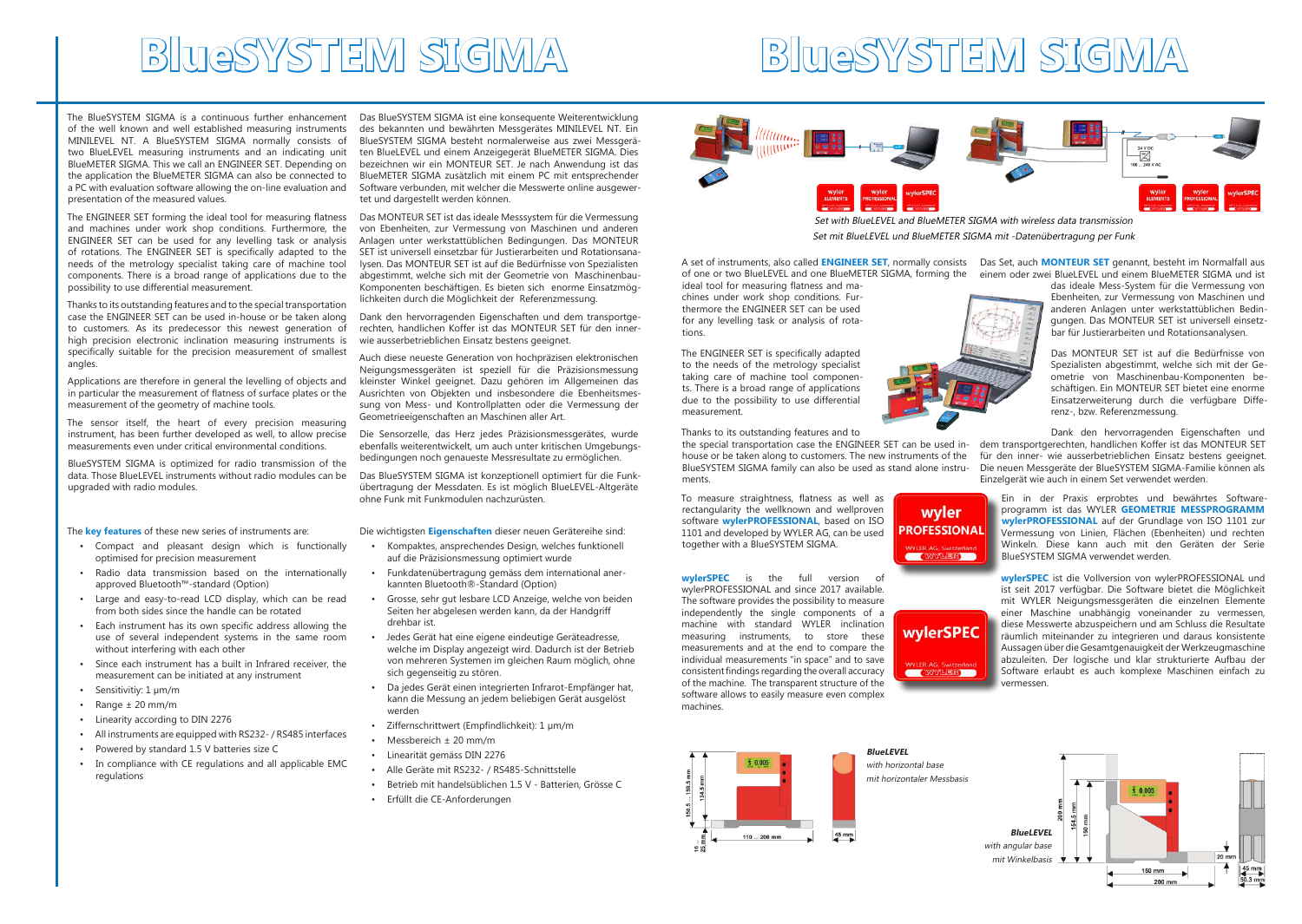# BlueSYSTEM SIGMA

The BlueSYSTEM SIGMA is a continuous further enhancement of the well known and well established measuring instruments MINILEVEL NT. A BlueSYSTEM SIGMA normally consists of two BlueLEVEL measuring instruments and an indicating unit BlueMETER SIGMA. This we call an ENGINEER SET. Depending on the application the BlueMETER SIGMA can also be connected to a PC with evaluation software allowing the on-line evaluation and presentation of the measured values.

The ENGINEER SET forming the ideal tool for measuring flatness and machines under work shop conditions. Furthermore, the ENGINEER SET can be used for any levelling task or analysis of rotations. The ENGINEER SET is specifically adapted to the needs of the metrology specialist taking care of machine tool components. There is a broad range of applications due to the possibility to use differential measurement.

Thanks to its outstanding features and to the special transportation case the ENGINEER SET can be used in-house or be taken along to customers. As its predecessor this newest generation of high precision electronic inclination measuring instruments is specifically suitable for the precision measurement of smallest angles.

Applications are therefore in general the levelling of objects and in particular the measurement of flatness of surface plates or the measurement of the geometry of machine tools.

The sensor itself, the heart of every precision measuring instrument, has been further developed as well, to allow precise measurements even under critical environmental conditions.

BlueSYSTEM SIGMA is optimized for radio transmission of the data. Those BlueLEVEL instruments without radio modules can be upgraded with radio modules.

The **key features** of these new series of instruments are:

- Compact and pleasant design which is functionally optimised for precision measurement
- Radio data transmission based on the internationally approved Bluetooth™-standard (Option)
- Large and easy-to-read LCD display, which can be read from both sides since the handle can be rotated
- Each instrument has its own specific address allowing the use of several independent systems in the same room without interfering with each other
- Since each instrument has a built in Infrared receiver, the measurement can be initiated at any instrument
- Sensitivitiy: 1 µm/m
- Range ± 20 mm/m
- Linearity according to DIN 2276
- All instruments are equipped with RS232- / RS485 interfaces
- Powered by standard 1.5 V batteries size C
- In compliance with CE regulations and all applicable EMC regulations

Das BlueSYSTEM SIGMA ist eine konsequente Weiterentwicklung des bekannten und bewährten Messgerätes MINILEVEL NT. Ein BlueSYSTEM SIGMA besteht normalerweise aus zwei Messgeräten BlueLEVEL und einem Anzeigegerät BlueMETER SIGMA. Dies bezeichnen wir ein MONTEUR SET. Je nach Anwendung ist das BlueMETER SIGMA zusätzlich mit einem PC mit entsprechender Software verbunden, mit welcher die Messwerte online ausgewertet und dargestellt werden können.

Das MONTEUR SET ist das ideale Messsystem für die Vermessung von Ebenheiten, zur Vermessung von Maschinen und anderen Anlagen unter werkstattüblichen Bedingungen. Das MONTEUR SET ist universell einsetzbar für Justierarbeiten und Rotationsanalysen. Das MONTEUR SET ist auf die Bedürfnisse von Spezialisten abgestimmt, welche sich mit der Geometrie von Maschinenbau-Komponenten beschäftigen. Es bieten sich enorme Einsatzmöglichkeiten durch die Möglichkeit der Referenzmessung.

Dank den hervorragenden Eigenschaften und dem transportgerechten, handlichen Koffer ist das MONTEUR SET für den innerwie ausserbetrieblichen Einsatz bestens geeignet.

Auch diese neueste Generation von hochpräzisen elektronischen Neigungsmessgeräten ist speziell für die Präzisionsmessung kleinster Winkel geeignet. Dazu gehören im Allgemeinen das Ausrichten von Objekten und insbesondere die Ebenheitsmessung von Mess- und Kontrollplatten oder die Vermessung der Geometrieeigenschaften an Maschinen aller Art.

Die Sensorzelle, das Herz jedes Präzisionsmessgerätes, wurde ebenfalls weiterentwickelt, um auch unter kritischen Umgebungsbedingungen noch genaueste Messresultate zu ermöglichen.

Das BlueSYSTEM SIGMA ist konzeptionell optimiert für die Funkübertragung der Messdaten. Es ist möglich BlueLEVEL-Altgeräte ohne Funk mit Funkmodulen nachzurüsten.

Die wichtigsten **Eigenschaften** dieser neuen Gerätereihe sind:

- Kompaktes, ansprechendes Design, welches funktionell auf die Präzisionsmessung optimiert wurde
- Funkdatenübertragung gemäss dem international anerkannten Bluetooth®-Standard (Option)
- Grosse, sehr gut lesbare LCD Anzeige, welche von beiden Seiten her abgelesen werden kann, da der Handgriff drehbar ist.
- Jedes Gerät hat eine eigene eindeutige Geräteadresse, welche im Display angezeigt wird. Dadurch ist der Betrieb von mehreren Systemen im gleichen Raum möglich, ohne sich gegenseitig zu stören.
- Da jedes Gerät einen integrierten Infrarot-Empfänger hat, kann die Messung an jedem beliebigen Gerät ausgelöst werden
- Ziffernschrittwert (Empfindlichkeit): 1 µm/m
- Messbereich ± 20 mm/m
- Linearität gemäss DIN 2276
- Alle Geräte mit RS232- / RS485-Schnittstelle
- Betrieb mit handelsüblichen 1.5 V - Batterien, Grösse C
- Erfüllt die CE-Anforderungen

*Set with BlueLEVEL and BlueMETER SIGMA with wireless data transmission*
*Set mit BlueLEVEL und BlueMETER SIGMA mit -Datenübertragung per Funk*

A set of instruments, also called **ENGINEER SET**, normally consists of one or two BlueLEVEL and one BlueMETER SIGMA, forming the ideal tool for measuring flatness and machines under work shop conditions. Furthermore the ENGINEER SET can be used for any levelling task or analysis of rotations.

The ENGINEER SET is specifically adapted to the needs of the metrology specialist taking care of machine tool components. There is a broad range of applications due to the possibility to use differential measurement.

Thanks to its outstanding features and to the special transportation case the ENGINEER SET can be used in-house or be taken along to customers. The new instruments of the BlueSYSTEM SIGMA family can also be used as stand alone instruments.

To measure straightness, flatness as well as rectangularity the wellknown and wellproven software **wylerPROFESSIONAL**, based on ISO 1101 and developed by WYLER AG, can be used together with a BlueSYSTEM SIGMA.

**wylerSPEC** is the full version of wylerPROFESSIONAL and since 2017 available. The software provides the possibility to measure independently the single components of a machine with standard WYLER inclination measuring instruments, to store these measurements and at the end to compare the individual measurements "in space" and to save consistent findings regarding the overall accuracy of the machine. The transparent structure of the software allows to easily measure even complex machines.

Das Set, auch **MONTEUR SET** genannt, besteht im Normalfall aus einem oder zwei BlueLEVEL und einem BlueMETER SIGMA und ist das ideale Mess-System für die Vermessung von Ebenheiten, zur Vermessung von Maschinen und anderen Anlagen unter werkstattüblichen Bedingungen. Das MONTEUR SET ist universell einsetzbar für Justierarbeiten und Rotationsanalysen.

Das MONTEUR SET ist auf die Bedürfnisse von Spezialisten abgestimmt, welche sich mit der Geometrie von Maschinenbau-Komponenten beschäftigen. Ein MONTEUR SET bietet eine enorme Einsatzerweiterung durch die verfügbare Differenz-, bzw. Referenzmessung.

Dank den hervorragenden Eigenschaften und dem transportgerechten, handlichen Koffer ist das MONTEUR SET für den inner- wie ausserbetrieblichen Einsatz bestens geeignet. Die neuen Messgeräte der BlueSYSTEM SIGMA-Familie können als Einzelgerät wie auch in einem Set verwendet werden.

Ein in der Praxis erprobtes und bewährtes Softwareprogramm ist das WYLER **GEOMETRIE MESSPROGRAMM wylerPROFESSIONAL** auf der Grundlage von ISO 1101 zur Vermessung von Linien, Flächen (Ebenheiten) und rechten Winkeln. Diese kann auch mit den Geräten der Serie BlueSYSTEM SIGMA verwendet werden.

**wylerSPEC** ist die Vollversion von wylerPROFESSIONAL und ist seit 2017 verfügbar. Der Software bietet die Möglichkeit mit WYLER Neigungsmessgeräten die einzelnen Elemente einer Maschine unabhängig voneinander zu vermessen, diese Messwerte abzuspeichern und am Schluss die Resultate räumlich miteinander zu integrieren und daraus konsistente Aussagen über die Gesamtgenauigkeit der Werkzeugmaschine abzuleiten. Der logische und klar strukturierte Aufbau der Software erlaubt es auch komplexe Maschinen einfach zu vermessen.

*BlueLEVEL*
*with horizontal base*
*mit horizontaler Messbasis*

*BlueLEVEL*
*with angular base*
*mit Winkelbasis*